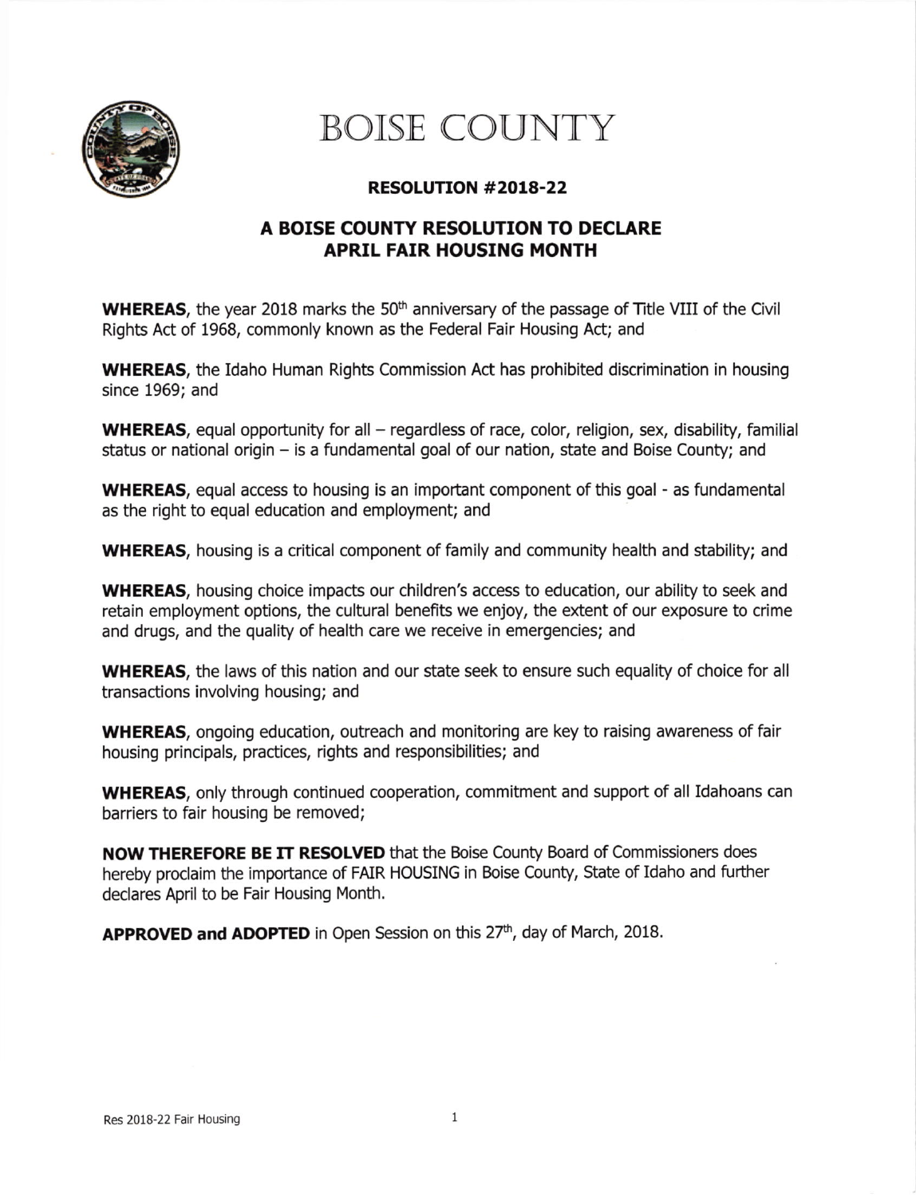# BOISE COUNTY

## RESOLUTION #2018-22

## A BOISE COUNTY RESOLUTION TO DECLARE APRIL FAIR HOUSING MONTH

**WHEREAS**, the year 2018 marks the 50th anniversary of the passage of Title VIII of the Civil Rights Act of 1968, commonly known as the Federal Fair Housing Act; and

**WHEREAS**, the Idaho Human Rights Commission Act has prohibited discrimination in housing since 1969; and

**WHEREAS**, equal opportunity for all – regardless of race, color, religion, sex, disability, familial status or national origin – is a fundamental goal of our nation, state and Boise County; and

**WHEREAS**, equal access to housing is an important component of this goal - as fundamental as the right to equal education and employment; and

**WHEREAS**, housing is a critical component of family and community health and stability; and

**WHEREAS**, housing choice impacts our children's access to education, our ability to seek and retain employment options, the cultural benefits we enjoy, the extent of our exposure to crime and drugs, and the quality of health care we receive in emergencies; and

**WHEREAS**, the laws of this nation and our state seek to ensure such equality of choice for all transactions involving housing; and

**WHEREAS**, ongoing education, outreach and monitoring are key to raising awareness of fair housing principals, practices, rights and responsibilities; and

**WHEREAS**, only through continued cooperation, commitment and support of all Idahoans can barriers to fair housing be removed;

**NOW THEREFORE BE IT RESOLVED** that the Boise County Board of Commissioners does hereby proclaim the importance of FAIR HOUSING in Boise County, State of Idaho and further declares April to be Fair Housing Month.

**APPROVED and ADOPTED** in Open Session on this 27th, day of March, 2018.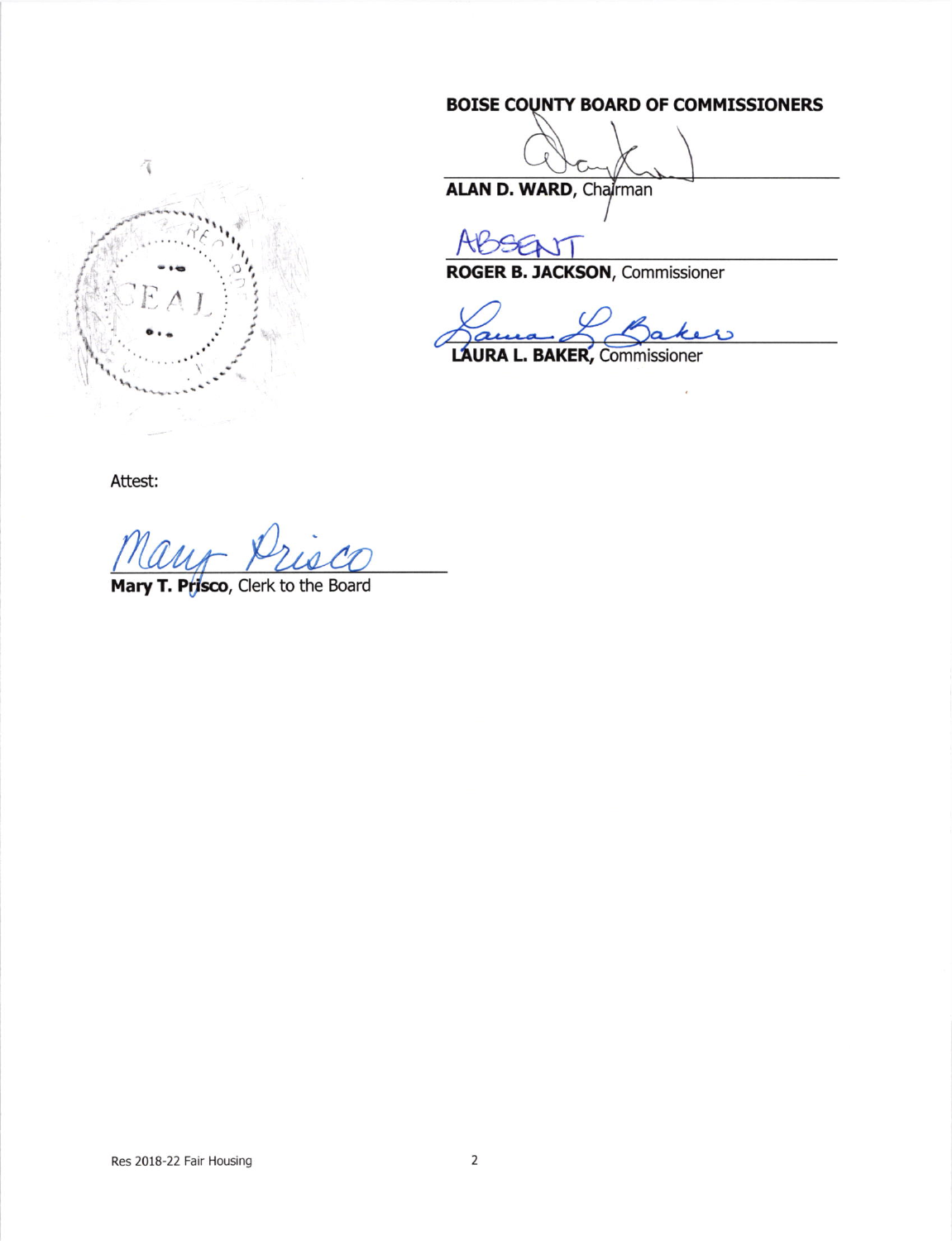**BOISE COUNTY BOARD OF COMMISSIONERS**

**ALAN D. WARD**, Chairman

ABSENT

**ROGER B. JACKSON**, Commissioner

**LAURA L. BAKER**, Commissioner

SEAL

Attest:

**Mary T. Prisco**, Clerk to the Board

Res 2018-22 Fair Housing